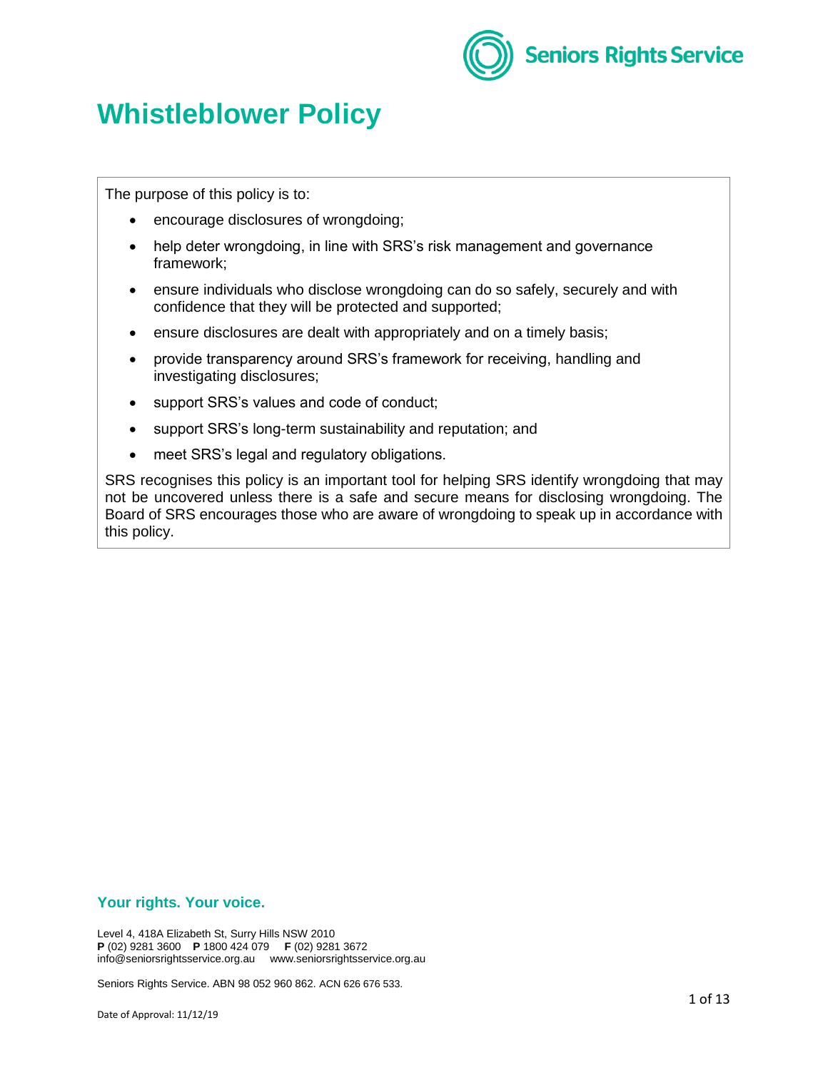# Whistleblower Policy

The purpose of this policy is to:

- encourage disclosures of wrongdoing;
- help deter wrongdoing, in line with SRS's risk management and governance framework;
- ensure individuals who disclose wrongdoing can do so safely, securely and with confidence that they will be protected and supported;
- ensure disclosures are dealt with appropriately and on a timely basis;
- provide transparency around SRS's framework for receiving, handling and investigating disclosures;
- support SRS's values and code of conduct;
- support SRS's long-term sustainability and reputation; and
- meet SRS's legal and regulatory obligations.

SRS recognises this policy is an important tool for helping SRS identify wrongdoing that may not be uncovered unless there is a safe and secure means for disclosing wrongdoing. The Board of SRS encourages those who are aware of wrongdoing to speak up in accordance with this policy.

**Your rights. Your voice.**

Level 4, 418A Elizabeth St, Surry Hills NSW 2010
**P** (02) 9281 3600 **P** 1800 424 079 **F** (02) 9281 3672
info@seniorsrightsservice.org.au www.seniorsrightsservice.org.au

Seniors Rights Service. ABN 98 052 960 862. ACN 626 676 533.

Date of Approval: 11/12/19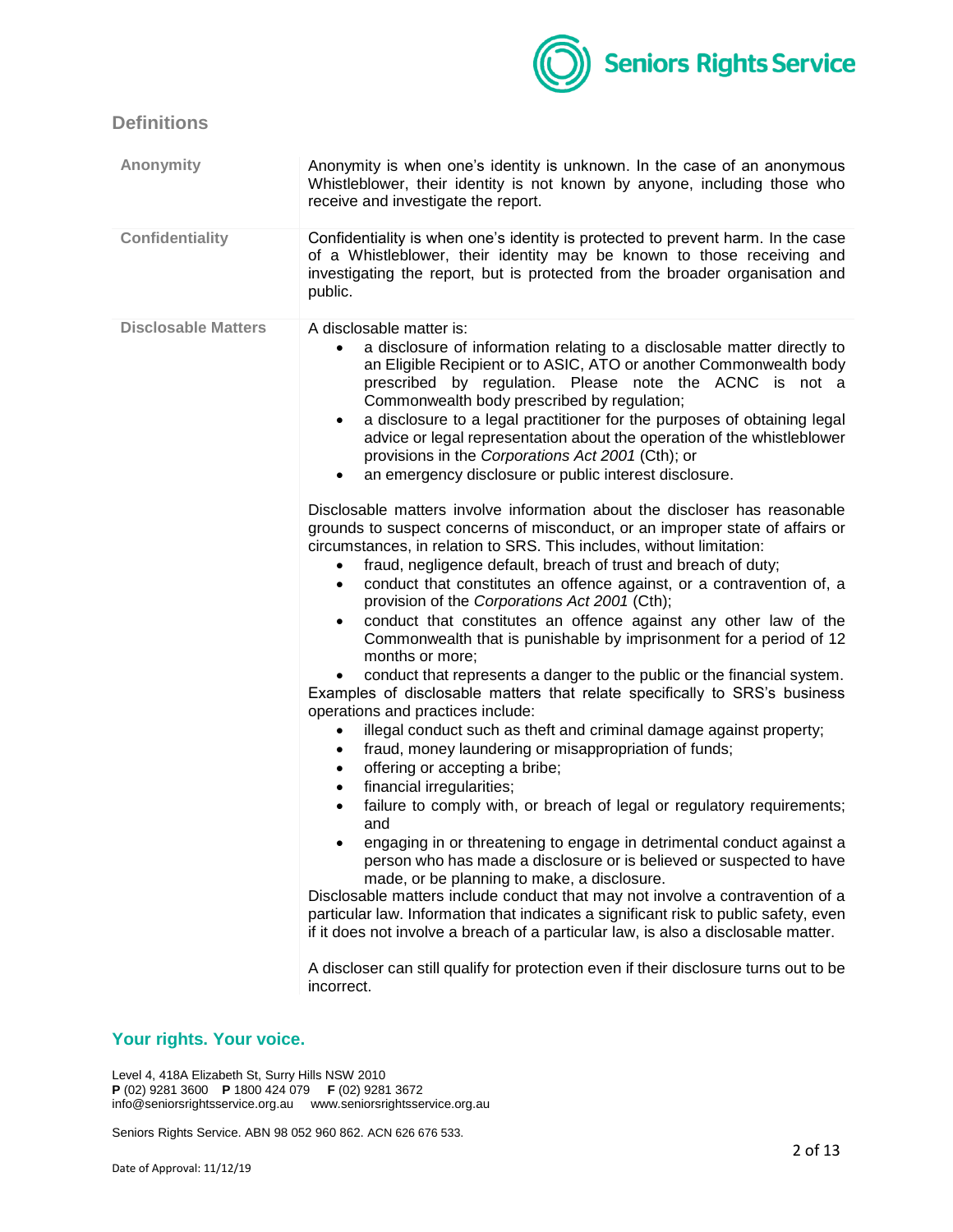## Definitions

| | |
|---|---|
| **Anonymity** | Anonymity is when one's identity is unknown. In the case of an anonymous Whistleblower, their identity is not known by anyone, including those who receive and investigate the report. |
| **Confidentiality** | Confidentiality is when one's identity is protected to prevent harm. In the case of a Whistleblower, their identity may be known to those receiving and investigating the report, but is protected from the broader organisation and public. |
| **Disclosable Matters** | A disclosable matter is:<br>• a disclosure of information relating to a disclosable matter directly to an Eligible Recipient or to ASIC, ATO or another Commonwealth body prescribed by regulation. Please note the ACNC is not a Commonwealth body prescribed by regulation;<br>• a disclosure to a legal practitioner for the purposes of obtaining legal advice or legal representation about the operation of the whistleblower provisions in the *Corporations Act 2001* (Cth); or<br>• an emergency disclosure or public interest disclosure.<br><br>Disclosable matters involve information about the discloser has reasonable grounds to suspect concerns of misconduct, or an improper state of affairs or circumstances, in relation to SRS. This includes, without limitation:<br>• fraud, negligence default, breach of trust and breach of duty;<br>• conduct that constitutes an offence against, or a contravention of, a provision of the *Corporations Act 2001* (Cth);<br>• conduct that constitutes an offence against any other law of the Commonwealth that is punishable by imprisonment for a period of 12 months or more;<br>• conduct that represents a danger to the public or the financial system.<br>Examples of disclosable matters that relate specifically to SRS's business operations and practices include:<br>• illegal conduct such as theft and criminal damage against property;<br>• fraud, money laundering or misappropriation of funds;<br>• offering or accepting a bribe;<br>• financial irregularities;<br>• failure to comply with, or breach of legal or regulatory requirements; and<br>• engaging in or threatening to engage in detrimental conduct against a person who has made a disclosure or is believed or suspected to have made, or be planning to make, a disclosure.<br>Disclosable matters include conduct that may not involve a contravention of a particular law. Information that indicates a significant risk to public safety, even if it does not involve a breach of a particular law, is also a disclosable matter.<br><br>A discloser can still qualify for protection even if their disclosure turns out to be incorrect. |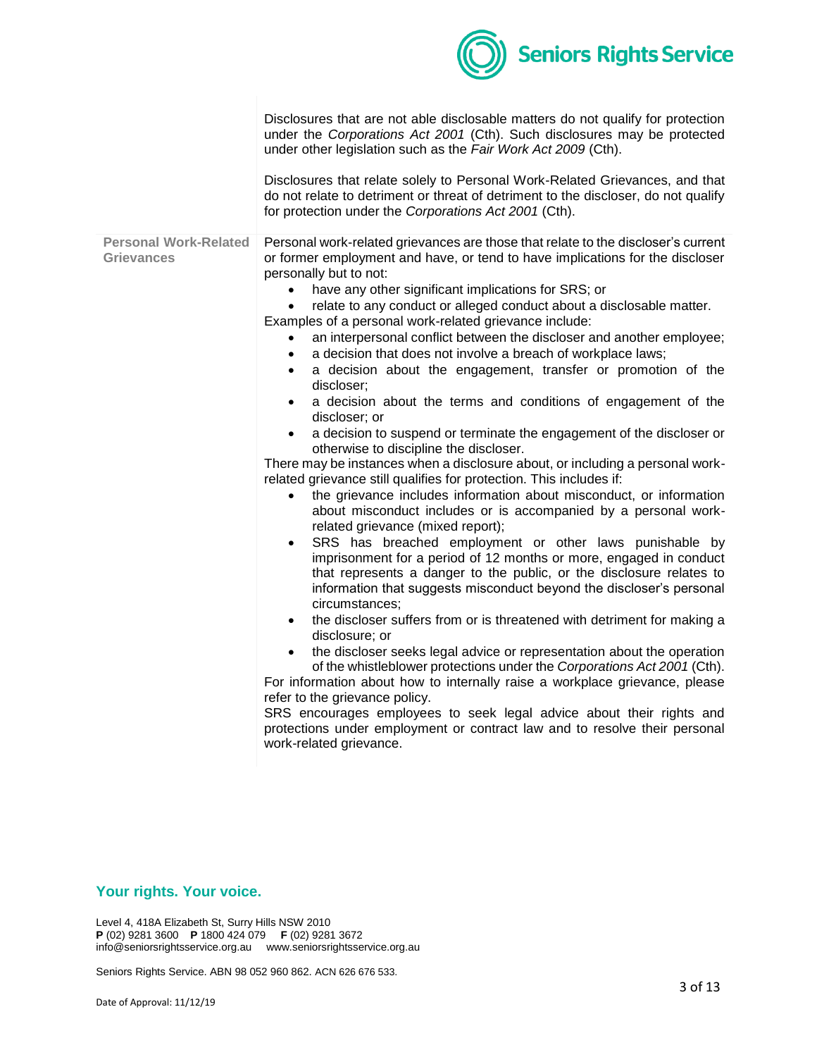Disclosures that are not able disclosable matters do not qualify for protection under the *Corporations Act 2001* (Cth). Such disclosures may be protected under other legislation such as the *Fair Work Act 2009* (Cth).

Disclosures that relate solely to Personal Work-Related Grievances, and that do not relate to detriment or threat of detriment to the discloser, do not qualify for protection under the *Corporations Act 2001* (Cth).

**Personal Work-Related Grievances**

Personal work-related grievances are those that relate to the discloser's current or former employment and have, or tend to have implications for the discloser personally but to not:

- have any other significant implications for SRS; or
- relate to any conduct or alleged conduct about a disclosable matter.

Examples of a personal work-related grievance include:

- an interpersonal conflict between the discloser and another employee;
- a decision that does not involve a breach of workplace laws;
- a decision about the engagement, transfer or promotion of the discloser;
- a decision about the terms and conditions of engagement of the discloser; or
- a decision to suspend or terminate the engagement of the discloser or otherwise to discipline the discloser.

There may be instances when a disclosure about, or including a personal work-related grievance still qualifies for protection. This includes if:

- the grievance includes information about misconduct, or information about misconduct includes or is accompanied by a personal work-related grievance (mixed report);
- SRS has breached employment or other laws punishable by imprisonment for a period of 12 months or more, engaged in conduct that represents a danger to the public, or the disclosure relates to information that suggests misconduct beyond the discloser's personal circumstances;
- the discloser suffers from or is threatened with detriment for making a disclosure; or
- the discloser seeks legal advice or representation about the operation of the whistleblower protections under the *Corporations Act 2001* (Cth).

For information about how to internally raise a workplace grievance, please refer to the grievance policy.

SRS encourages employees to seek legal advice about their rights and protections under employment or contract law and to resolve their personal work-related grievance.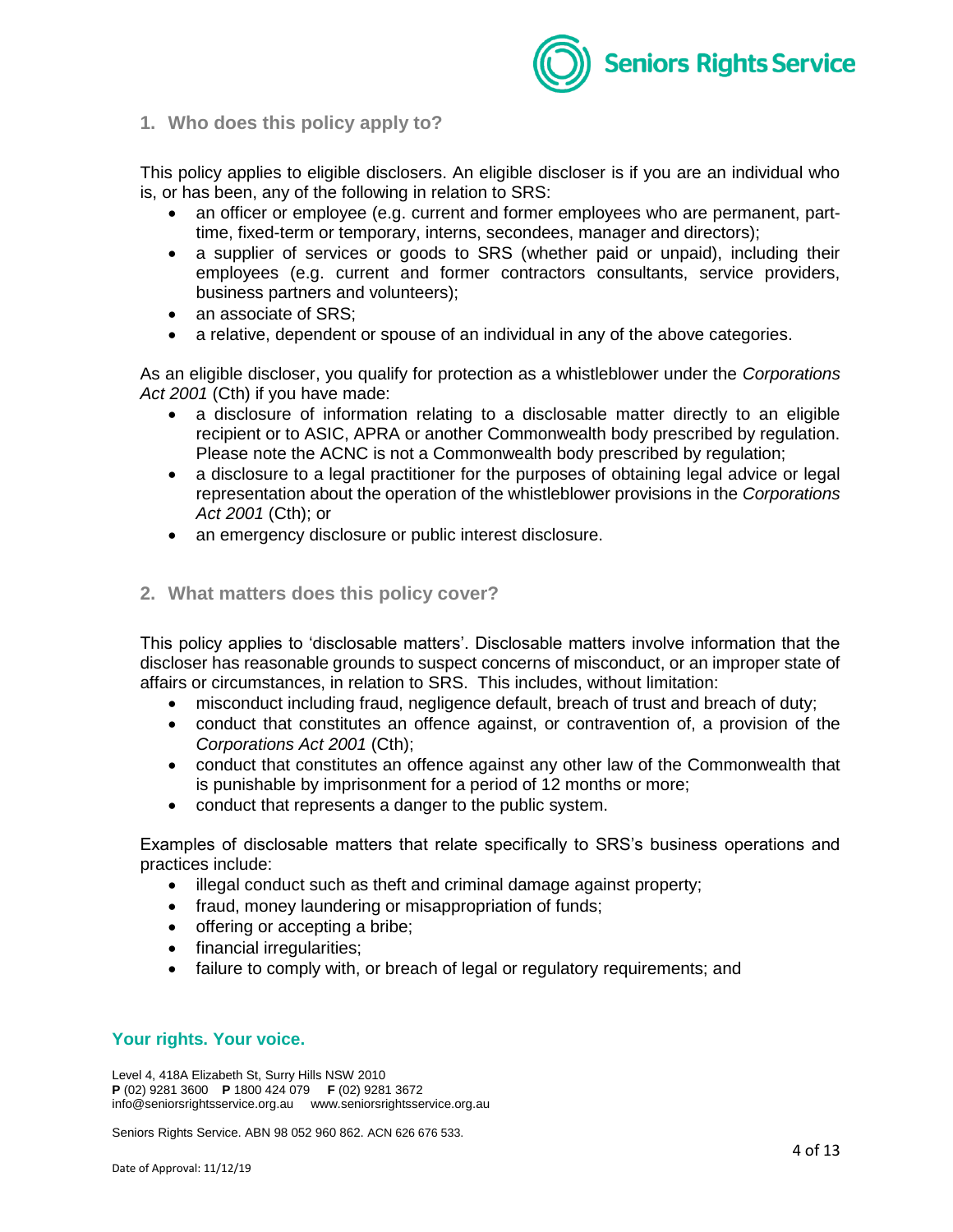## 1. Who does this policy apply to?

This policy applies to eligible disclosers. An eligible discloser is if you are an individual who is, or has been, any of the following in relation to SRS:

- an officer or employee (e.g. current and former employees who are permanent, part-time, fixed-term or temporary, interns, secondees, manager and directors);
- a supplier of services or goods to SRS (whether paid or unpaid), including their employees (e.g. current and former contractors consultants, service providers, business partners and volunteers);
- an associate of SRS;
- a relative, dependent or spouse of an individual in any of the above categories.

As an eligible discloser, you qualify for protection as a whistleblower under the *Corporations Act 2001* (Cth) if you have made:

- a disclosure of information relating to a disclosable matter directly to an eligible recipient or to ASIC, APRA or another Commonwealth body prescribed by regulation. Please note the ACNC is not a Commonwealth body prescribed by regulation;
- a disclosure to a legal practitioner for the purposes of obtaining legal advice or legal representation about the operation of the whistleblower provisions in the *Corporations Act 2001* (Cth); or
- an emergency disclosure or public interest disclosure.

## 2. What matters does this policy cover?

This policy applies to 'disclosable matters'. Disclosable matters involve information that the discloser has reasonable grounds to suspect concerns of misconduct, or an improper state of affairs or circumstances, in relation to SRS. This includes, without limitation:

- misconduct including fraud, negligence default, breach of trust and breach of duty;
- conduct that constitutes an offence against, or contravention of, a provision of the *Corporations Act 2001* (Cth);
- conduct that constitutes an offence against any other law of the Commonwealth that is punishable by imprisonment for a period of 12 months or more;
- conduct that represents a danger to the public system.

Examples of disclosable matters that relate specifically to SRS's business operations and practices include:

- illegal conduct such as theft and criminal damage against property;
- fraud, money laundering or misappropriation of funds;
- offering or accepting a bribe;
- financial irregularities;
- failure to comply with, or breach of legal or regulatory requirements; and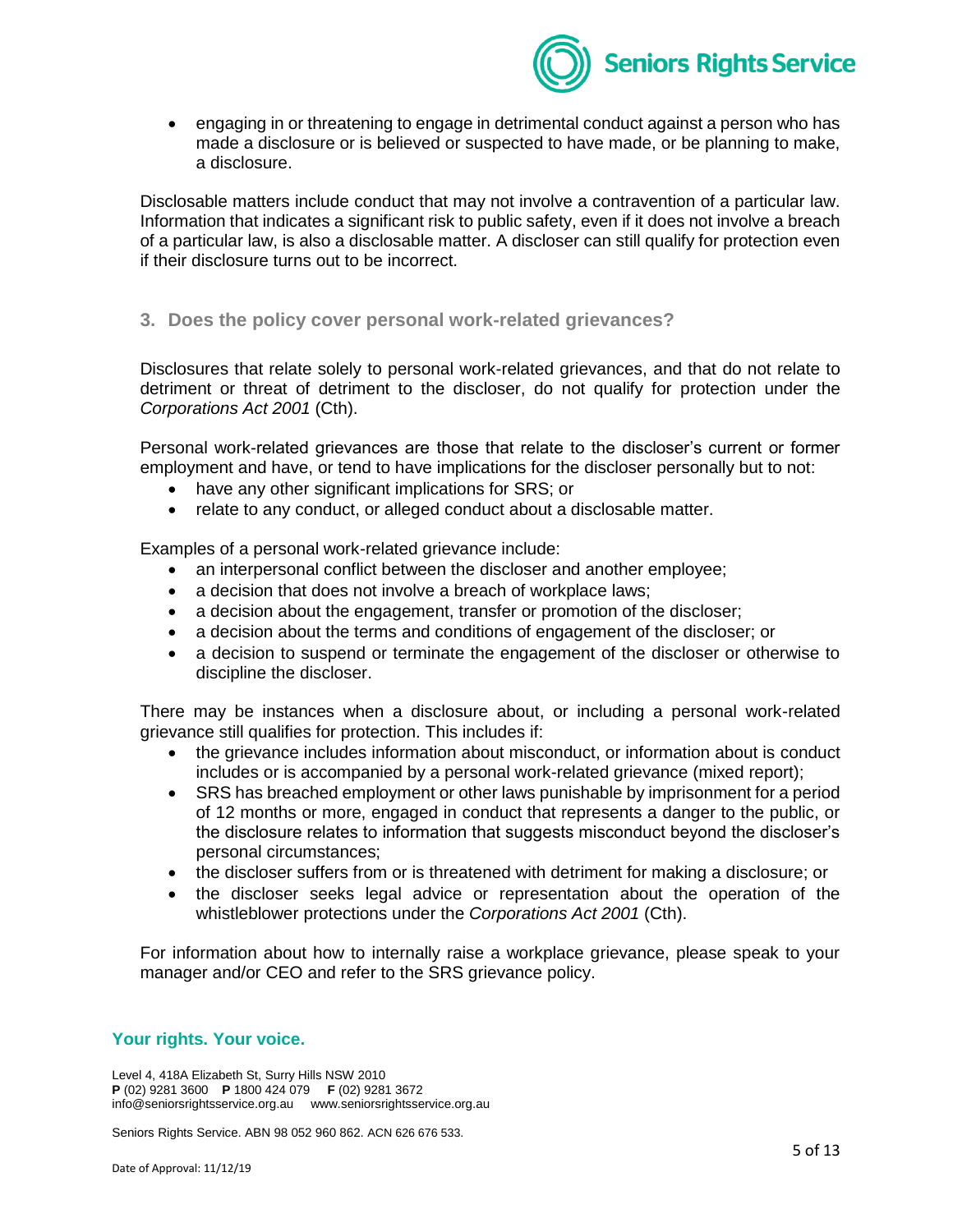- engaging in or threatening to engage in detrimental conduct against a person who has made a disclosure or is believed or suspected to have made, or be planning to make, a disclosure.

Disclosable matters include conduct that may not involve a contravention of a particular law. Information that indicates a significant risk to public safety, even if it does not involve a breach of a particular law, is also a disclosable matter. A discloser can still qualify for protection even if their disclosure turns out to be incorrect.

## 3. Does the policy cover personal work-related grievances?

Disclosures that relate solely to personal work-related grievances, and that do not relate to detriment or threat of detriment to the discloser, do not qualify for protection under the *Corporations Act 2001* (Cth).

Personal work-related grievances are those that relate to the discloser's current or former employment and have, or tend to have implications for the discloser personally but to not:

- have any other significant implications for SRS; or
- relate to any conduct, or alleged conduct about a disclosable matter.

Examples of a personal work-related grievance include:

- an interpersonal conflict between the discloser and another employee;
- a decision that does not involve a breach of workplace laws;
- a decision about the engagement, transfer or promotion of the discloser;
- a decision about the terms and conditions of engagement of the discloser; or
- a decision to suspend or terminate the engagement of the discloser or otherwise to discipline the discloser.

There may be instances when a disclosure about, or including a personal work-related grievance still qualifies for protection. This includes if:

- the grievance includes information about misconduct, or information about is conduct includes or is accompanied by a personal work-related grievance (mixed report);
- SRS has breached employment or other laws punishable by imprisonment for a period of 12 months or more, engaged in conduct that represents a danger to the public, or the disclosure relates to information that suggests misconduct beyond the discloser's personal circumstances;
- the discloser suffers from or is threatened with detriment for making a disclosure; or
- the discloser seeks legal advice or representation about the operation of the whistleblower protections under the *Corporations Act 2001* (Cth).

For information about how to internally raise a workplace grievance, please speak to your manager and/or CEO and refer to the SRS grievance policy.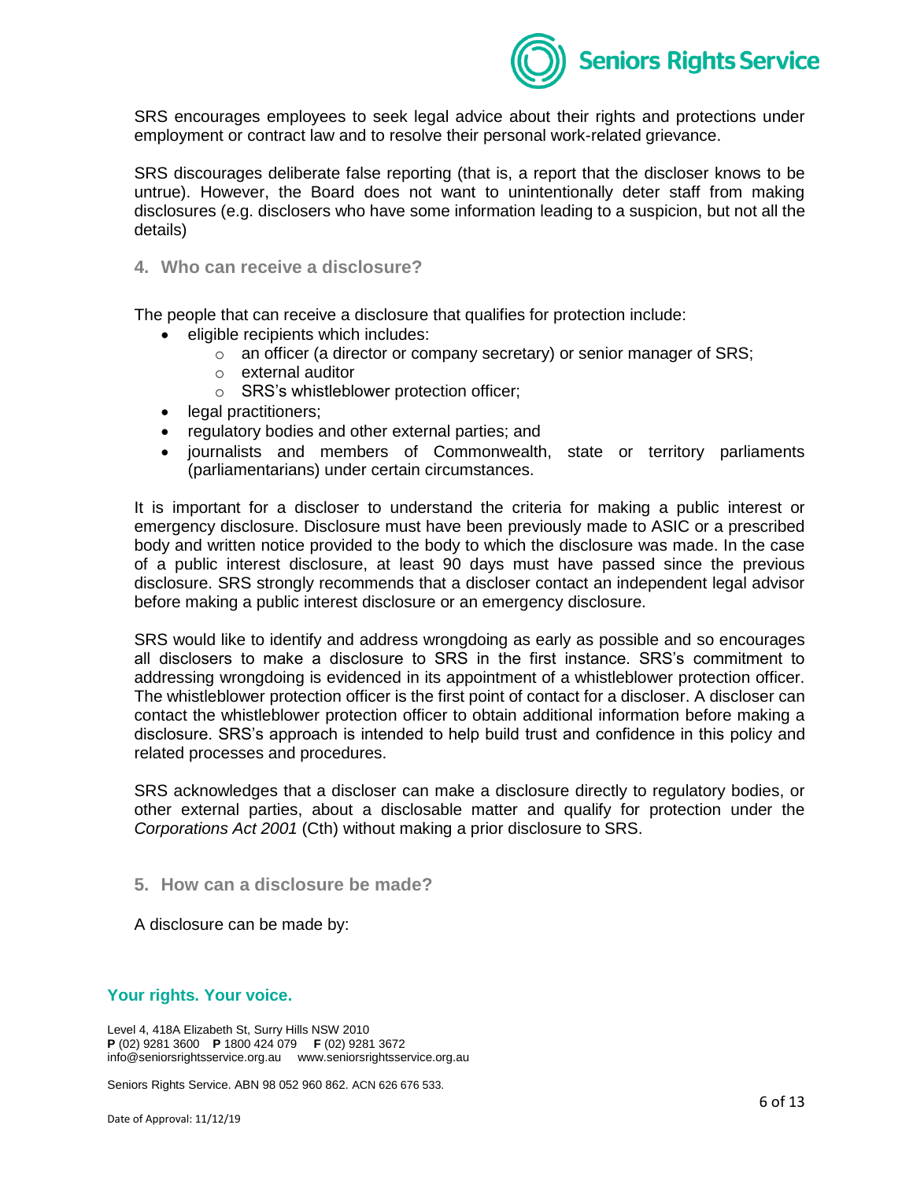SRS encourages employees to seek legal advice about their rights and protections under employment or contract law and to resolve their personal work-related grievance.

SRS discourages deliberate false reporting (that is, a report that the discloser knows to be untrue). However, the Board does not want to unintentionally deter staff from making disclosures (e.g. disclosers who have some information leading to a suspicion, but not all the details)

## 4. Who can receive a disclosure?

The people that can receive a disclosure that qualifies for protection include:

- eligible recipients which includes:
  - an officer (a director or company secretary) or senior manager of SRS;
  - external auditor
  - SRS's whistleblower protection officer;
- legal practitioners;
- regulatory bodies and other external parties; and
- journalists and members of Commonwealth, state or territory parliaments (parliamentarians) under certain circumstances.

It is important for a discloser to understand the criteria for making a public interest or emergency disclosure. Disclosure must have been previously made to ASIC or a prescribed body and written notice provided to the body to which the disclosure was made. In the case of a public interest disclosure, at least 90 days must have passed since the previous disclosure. SRS strongly recommends that a discloser contact an independent legal advisor before making a public interest disclosure or an emergency disclosure.

SRS would like to identify and address wrongdoing as early as possible and so encourages all disclosers to make a disclosure to SRS in the first instance. SRS's commitment to addressing wrongdoing is evidenced in its appointment of a whistleblower protection officer. The whistleblower protection officer is the first point of contact for a discloser. A discloser can contact the whistleblower protection officer to obtain additional information before making a disclosure. SRS's approach is intended to help build trust and confidence in this policy and related processes and procedures.

SRS acknowledges that a discloser can make a disclosure directly to regulatory bodies, or other external parties, about a disclosable matter and qualify for protection under the *Corporations Act 2001* (Cth) without making a prior disclosure to SRS.

## 5. How can a disclosure be made?

A disclosure can be made by: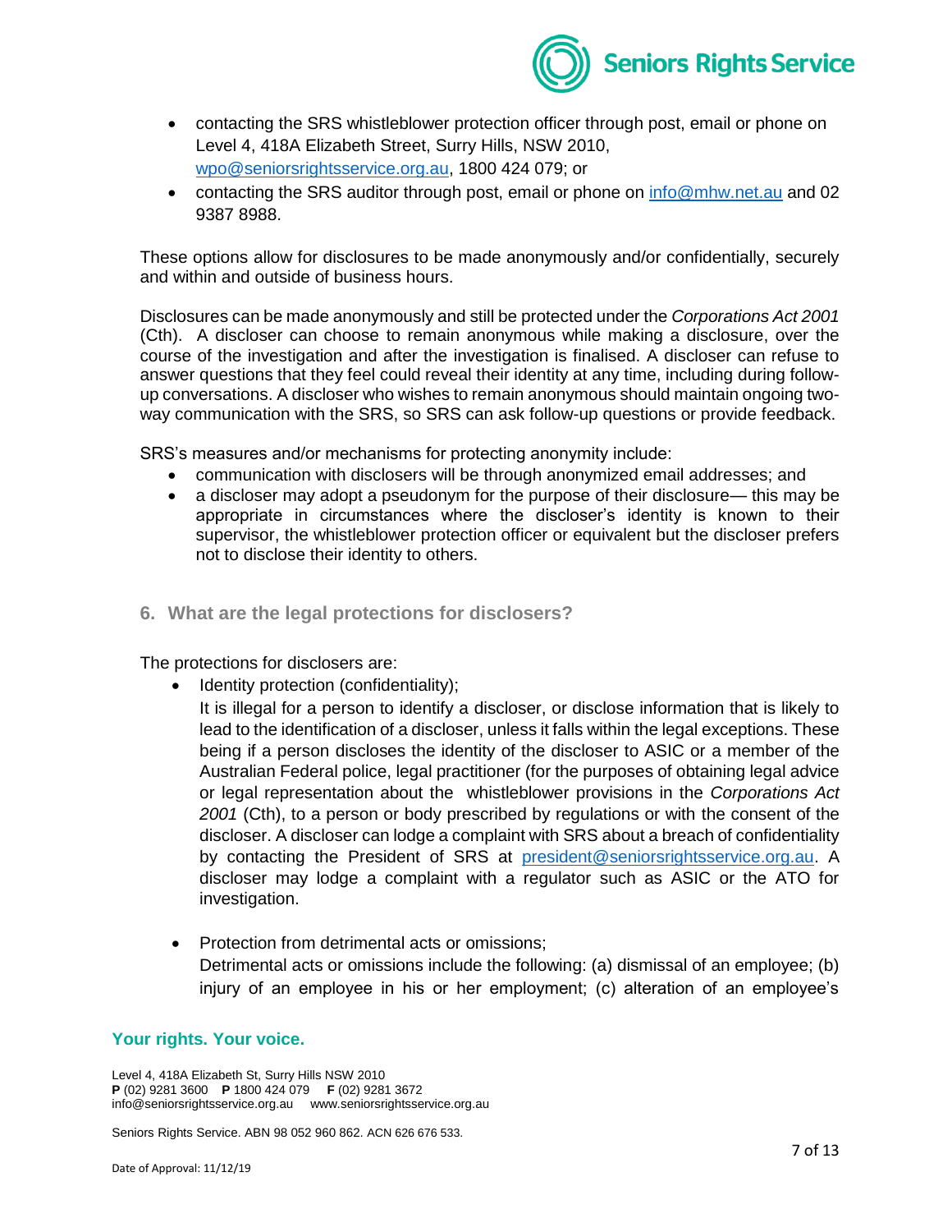- contacting the SRS whistleblower protection officer through post, email or phone on Level 4, 418A Elizabeth Street, Surry Hills, NSW 2010, wpo@seniorsrightsservice.org.au, 1800 424 079; or
- contacting the SRS auditor through post, email or phone on info@mhw.net.au and 02 9387 8988.

These options allow for disclosures to be made anonymously and/or confidentially, securely and within and outside of business hours.

Disclosures can be made anonymously and still be protected under the *Corporations Act 2001* (Cth). A discloser can choose to remain anonymous while making a disclosure, over the course of the investigation and after the investigation is finalised. A discloser can refuse to answer questions that they feel could reveal their identity at any time, including during follow-up conversations. A discloser who wishes to remain anonymous should maintain ongoing two-way communication with the SRS, so SRS can ask follow-up questions or provide feedback.

SRS's measures and/or mechanisms for protecting anonymity include:

- communication with disclosers will be through anonymized email addresses; and
- a discloser may adopt a pseudonym for the purpose of their disclosure— this may be appropriate in circumstances where the discloser's identity is known to their supervisor, the whistleblower protection officer or equivalent but the discloser prefers not to disclose their identity to others.

## 6. What are the legal protections for disclosers?

The protections for disclosers are:

- Identity protection (confidentiality);
  It is illegal for a person to identify a discloser, or disclose information that is likely to lead to the identification of a discloser, unless it falls within the legal exceptions. These being if a person discloses the identity of the discloser to ASIC or a member of the Australian Federal police, legal practitioner (for the purposes of obtaining legal advice or legal representation about the whistleblower provisions in the *Corporations Act 2001* (Cth), to a person or body prescribed by regulations or with the consent of the discloser. A discloser can lodge a complaint with SRS about a breach of confidentiality by contacting the President of SRS at president@seniorsrightsservice.org.au. A discloser may lodge a complaint with a regulator such as ASIC or the ATO for investigation.

- Protection from detrimental acts or omissions;
  Detrimental acts or omissions include the following: (a) dismissal of an employee; (b) injury of an employee in his or her employment; (c) alteration of an employee's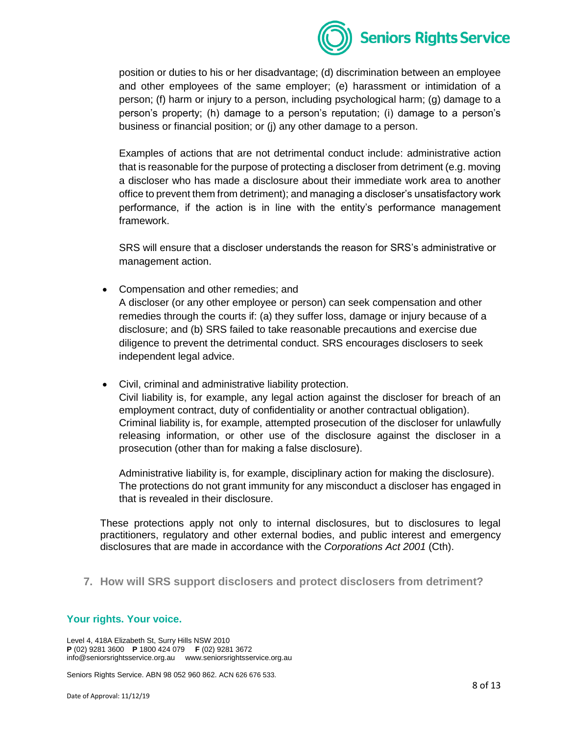position or duties to his or her disadvantage; (d) discrimination between an employee and other employees of the same employer; (e) harassment or intimidation of a person; (f) harm or injury to a person, including psychological harm; (g) damage to a person's property; (h) damage to a person's reputation; (i) damage to a person's business or financial position; or (j) any other damage to a person.

Examples of actions that are not detrimental conduct include: administrative action that is reasonable for the purpose of protecting a discloser from detriment (e.g. moving a discloser who has made a disclosure about their immediate work area to another office to prevent them from detriment); and managing a discloser's unsatisfactory work performance, if the action is in line with the entity's performance management framework.

SRS will ensure that a discloser understands the reason for SRS's administrative or management action.

- Compensation and other remedies; and
  A discloser (or any other employee or person) can seek compensation and other remedies through the courts if: (a) they suffer loss, damage or injury because of a disclosure; and (b) SRS failed to take reasonable precautions and exercise due diligence to prevent the detrimental conduct. SRS encourages disclosers to seek independent legal advice.

- Civil, criminal and administrative liability protection.
  Civil liability is, for example, any legal action against the discloser for breach of an employment contract, duty of confidentiality or another contractual obligation).
  Criminal liability is, for example, attempted prosecution of the discloser for unlawfully releasing information, or other use of the disclosure against the discloser in a prosecution (other than for making a false disclosure).

  Administrative liability is, for example, disciplinary action for making the disclosure).
  The protections do not grant immunity for any misconduct a discloser has engaged in that is revealed in their disclosure.

These protections apply not only to internal disclosures, but to disclosures to legal practitioners, regulatory and other external bodies, and public interest and emergency disclosures that are made in accordance with the *Corporations Act 2001* (Cth).

## 7. How will SRS support disclosers and protect disclosers from detriment?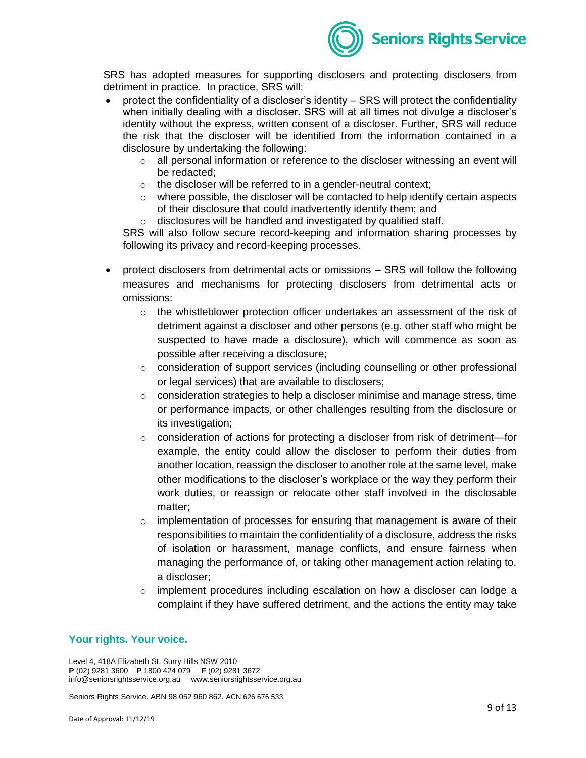SRS has adopted measures for supporting disclosers and protecting disclosers from detriment in practice. In practice, SRS will:

- protect the confidentiality of a discloser's identity – SRS will protect the confidentiality when initially dealing with a discloser. SRS will at all times not divulge a discloser's identity without the express, written consent of a discloser. Further, SRS will reduce the risk that the discloser will be identified from the information contained in a disclosure by undertaking the following:
  - all personal information or reference to the discloser witnessing an event will be redacted;
  - the discloser will be referred to in a gender-neutral context;
  - where possible, the discloser will be contacted to help identify certain aspects of their disclosure that could inadvertently identify them; and
  - disclosures will be handled and investigated by qualified staff.

  SRS will also follow secure record-keeping and information sharing processes by following its privacy and record-keeping processes.

- protect disclosers from detrimental acts or omissions – SRS will follow the following measures and mechanisms for protecting disclosers from detrimental acts or omissions:
  - the whistleblower protection officer undertakes an assessment of the risk of detriment against a discloser and other persons (e.g. other staff who might be suspected to have made a disclosure), which will commence as soon as possible after receiving a disclosure;
  - consideration of support services (including counselling or other professional or legal services) that are available to disclosers;
  - consideration strategies to help a discloser minimise and manage stress, time or performance impacts, or other challenges resulting from the disclosure or its investigation;
  - consideration of actions for protecting a discloser from risk of detriment—for example, the entity could allow the discloser to perform their duties from another location, reassign the discloser to another role at the same level, make other modifications to the discloser's workplace or the way they perform their work duties, or reassign or relocate other staff involved in the disclosable matter;
  - implementation of processes for ensuring that management is aware of their responsibilities to maintain the confidentiality of a disclosure, address the risks of isolation or harassment, manage conflicts, and ensure fairness when managing the performance of, or taking other management action relating to, a discloser;
  - implement procedures including escalation on how a discloser can lodge a complaint if they have suffered detriment, and the actions the entity may take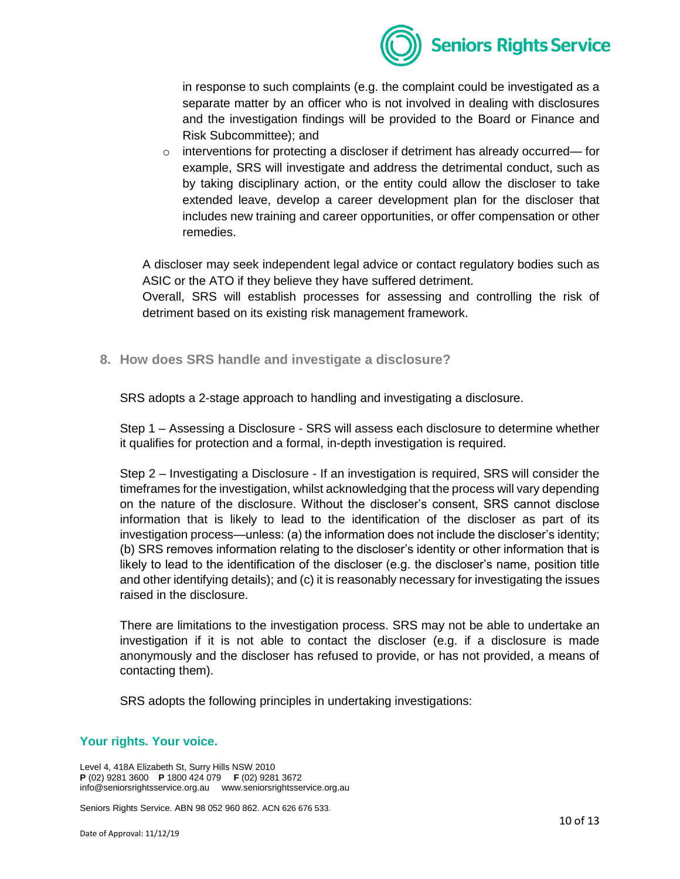in response to such complaints (e.g. the complaint could be investigated as a separate matter by an officer who is not involved in dealing with disclosures and the investigation findings will be provided to the Board or Finance and Risk Subcommittee); and

- interventions for protecting a discloser if detriment has already occurred— for example, SRS will investigate and address the detrimental conduct, such as by taking disciplinary action, or the entity could allow the discloser to take extended leave, develop a career development plan for the discloser that includes new training and career opportunities, or offer compensation or other remedies.

A discloser may seek independent legal advice or contact regulatory bodies such as ASIC or the ATO if they believe they have suffered detriment.
Overall, SRS will establish processes for assessing and controlling the risk of detriment based on its existing risk management framework.

## 8. How does SRS handle and investigate a disclosure?

SRS adopts a 2-stage approach to handling and investigating a disclosure.

Step 1 – Assessing a Disclosure - SRS will assess each disclosure to determine whether it qualifies for protection and a formal, in-depth investigation is required.

Step 2 – Investigating a Disclosure - If an investigation is required, SRS will consider the timeframes for the investigation, whilst acknowledging that the process will vary depending on the nature of the disclosure. Without the discloser's consent, SRS cannot disclose information that is likely to lead to the identification of the discloser as part of its investigation process—unless: (a) the information does not include the discloser's identity; (b) SRS removes information relating to the discloser's identity or other information that is likely to lead to the identification of the discloser (e.g. the discloser's name, position title and other identifying details); and (c) it is reasonably necessary for investigating the issues raised in the disclosure.

There are limitations to the investigation process. SRS may not be able to undertake an investigation if it is not able to contact the discloser (e.g. if a disclosure is made anonymously and the discloser has refused to provide, or has not provided, a means of contacting them).

SRS adopts the following principles in undertaking investigations: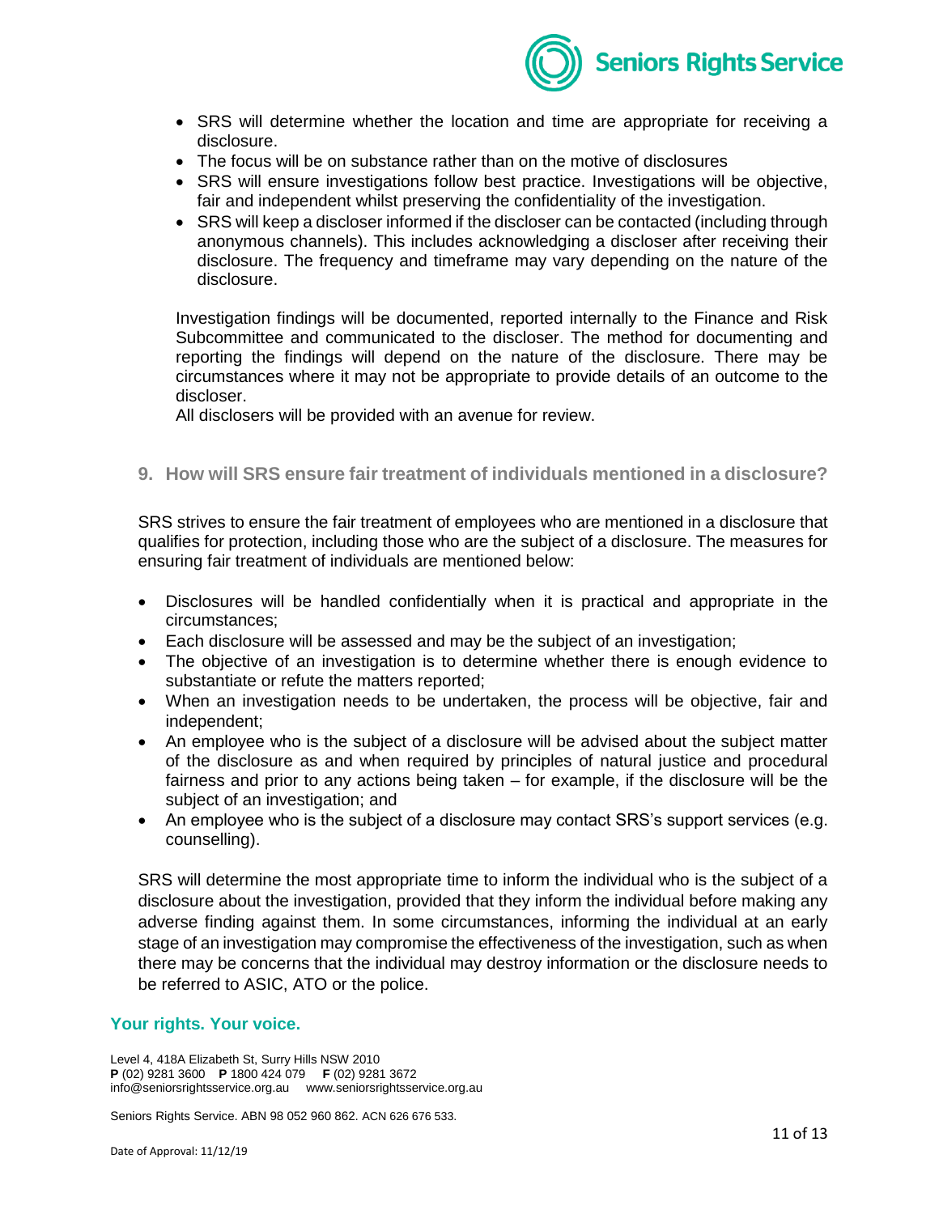- SRS will determine whether the location and time are appropriate for receiving a disclosure.
- The focus will be on substance rather than on the motive of disclosures
- SRS will ensure investigations follow best practice. Investigations will be objective, fair and independent whilst preserving the confidentiality of the investigation.
- SRS will keep a discloser informed if the discloser can be contacted (including through anonymous channels). This includes acknowledging a discloser after receiving their disclosure. The frequency and timeframe may vary depending on the nature of the disclosure.

Investigation findings will be documented, reported internally to the Finance and Risk Subcommittee and communicated to the discloser. The method for documenting and reporting the findings will depend on the nature of the disclosure. There may be circumstances where it may not be appropriate to provide details of an outcome to the discloser.

All disclosers will be provided with an avenue for review.

## 9. How will SRS ensure fair treatment of individuals mentioned in a disclosure?

SRS strives to ensure the fair treatment of employees who are mentioned in a disclosure that qualifies for protection, including those who are the subject of a disclosure. The measures for ensuring fair treatment of individuals are mentioned below:

- Disclosures will be handled confidentially when it is practical and appropriate in the circumstances;
- Each disclosure will be assessed and may be the subject of an investigation;
- The objective of an investigation is to determine whether there is enough evidence to substantiate or refute the matters reported;
- When an investigation needs to be undertaken, the process will be objective, fair and independent;
- An employee who is the subject of a disclosure will be advised about the subject matter of the disclosure as and when required by principles of natural justice and procedural fairness and prior to any actions being taken – for example, if the disclosure will be the subject of an investigation; and
- An employee who is the subject of a disclosure may contact SRS's support services (e.g. counselling).

SRS will determine the most appropriate time to inform the individual who is the subject of a disclosure about the investigation, provided that they inform the individual before making any adverse finding against them. In some circumstances, informing the individual at an early stage of an investigation may compromise the effectiveness of the investigation, such as when there may be concerns that the individual may destroy information or the disclosure needs to be referred to ASIC, ATO or the police.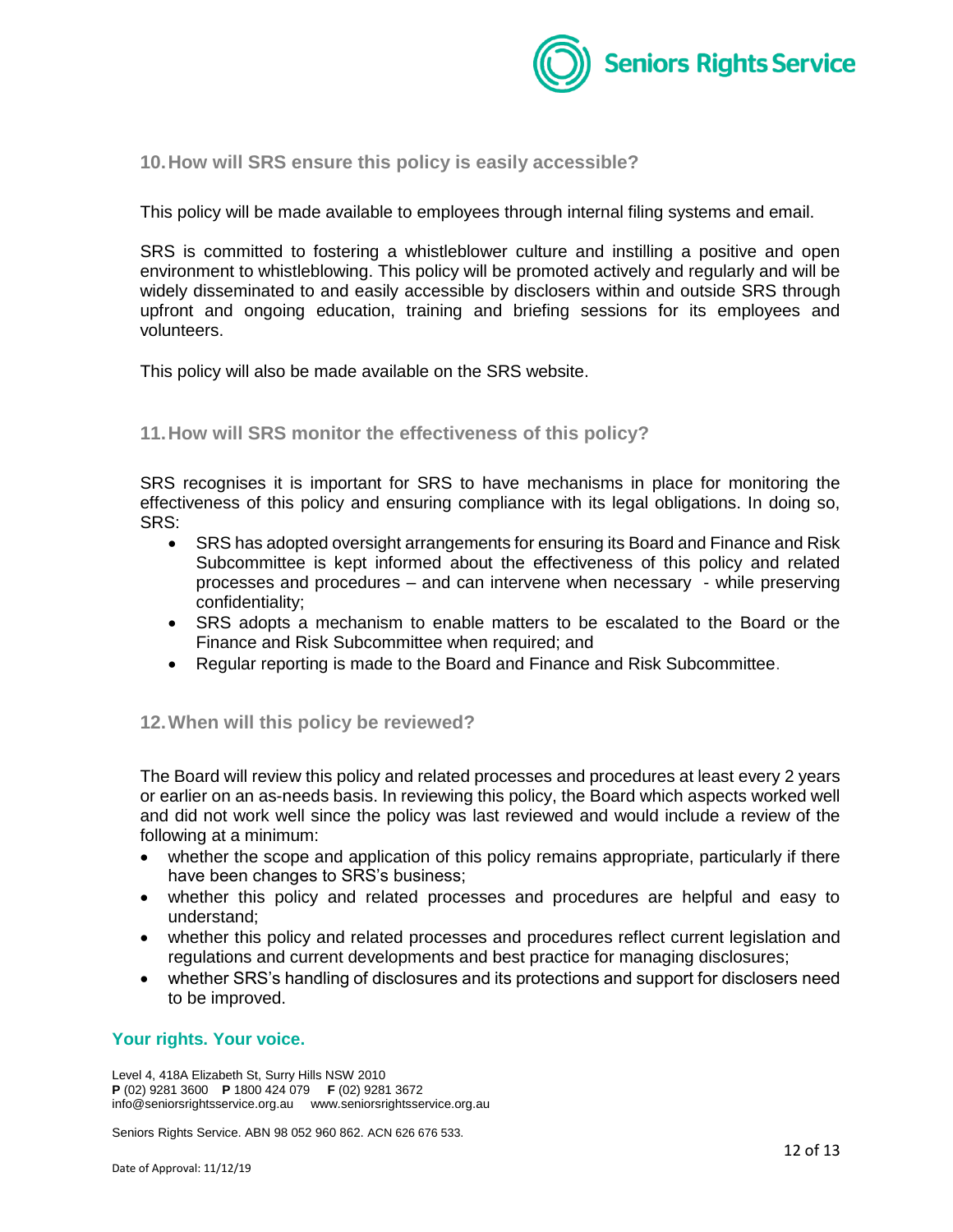## 10. How will SRS ensure this policy is easily accessible?

This policy will be made available to employees through internal filing systems and email.

SRS is committed to fostering a whistleblower culture and instilling a positive and open environment to whistleblowing. This policy will be promoted actively and regularly and will be widely disseminated to and easily accessible by disclosers within and outside SRS through upfront and ongoing education, training and briefing sessions for its employees and volunteers.

This policy will also be made available on the SRS website.

## 11. How will SRS monitor the effectiveness of this policy?

SRS recognises it is important for SRS to have mechanisms in place for monitoring the effectiveness of this policy and ensuring compliance with its legal obligations. In doing so, SRS:

- SRS has adopted oversight arrangements for ensuring its Board and Finance and Risk Subcommittee is kept informed about the effectiveness of this policy and related processes and procedures – and can intervene when necessary - while preserving confidentiality;
- SRS adopts a mechanism to enable matters to be escalated to the Board or the Finance and Risk Subcommittee when required; and
- Regular reporting is made to the Board and Finance and Risk Subcommittee.

## 12. When will this policy be reviewed?

The Board will review this policy and related processes and procedures at least every 2 years or earlier on an as-needs basis. In reviewing this policy, the Board which aspects worked well and did not work well since the policy was last reviewed and would include a review of the following at a minimum:

- whether the scope and application of this policy remains appropriate, particularly if there have been changes to SRS's business;
- whether this policy and related processes and procedures are helpful and easy to understand;
- whether this policy and related processes and procedures reflect current legislation and regulations and current developments and best practice for managing disclosures;
- whether SRS's handling of disclosures and its protections and support for disclosers need to be improved.

Date of Approval: 11/12/19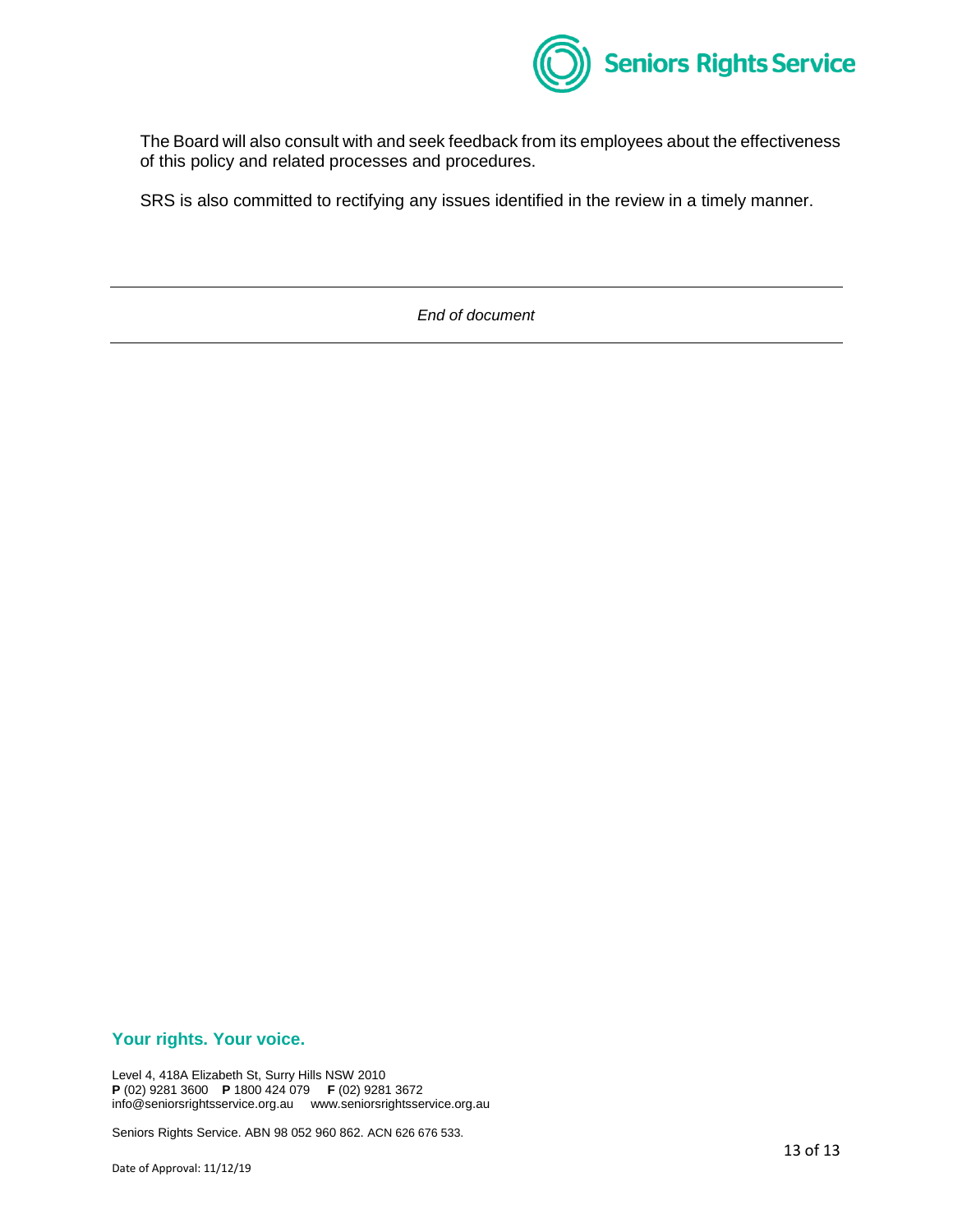The Board will also consult with and seek feedback from its employees about the effectiveness of this policy and related processes and procedures.

SRS is also committed to rectifying any issues identified in the review in a timely manner.

---

*End of document*

---